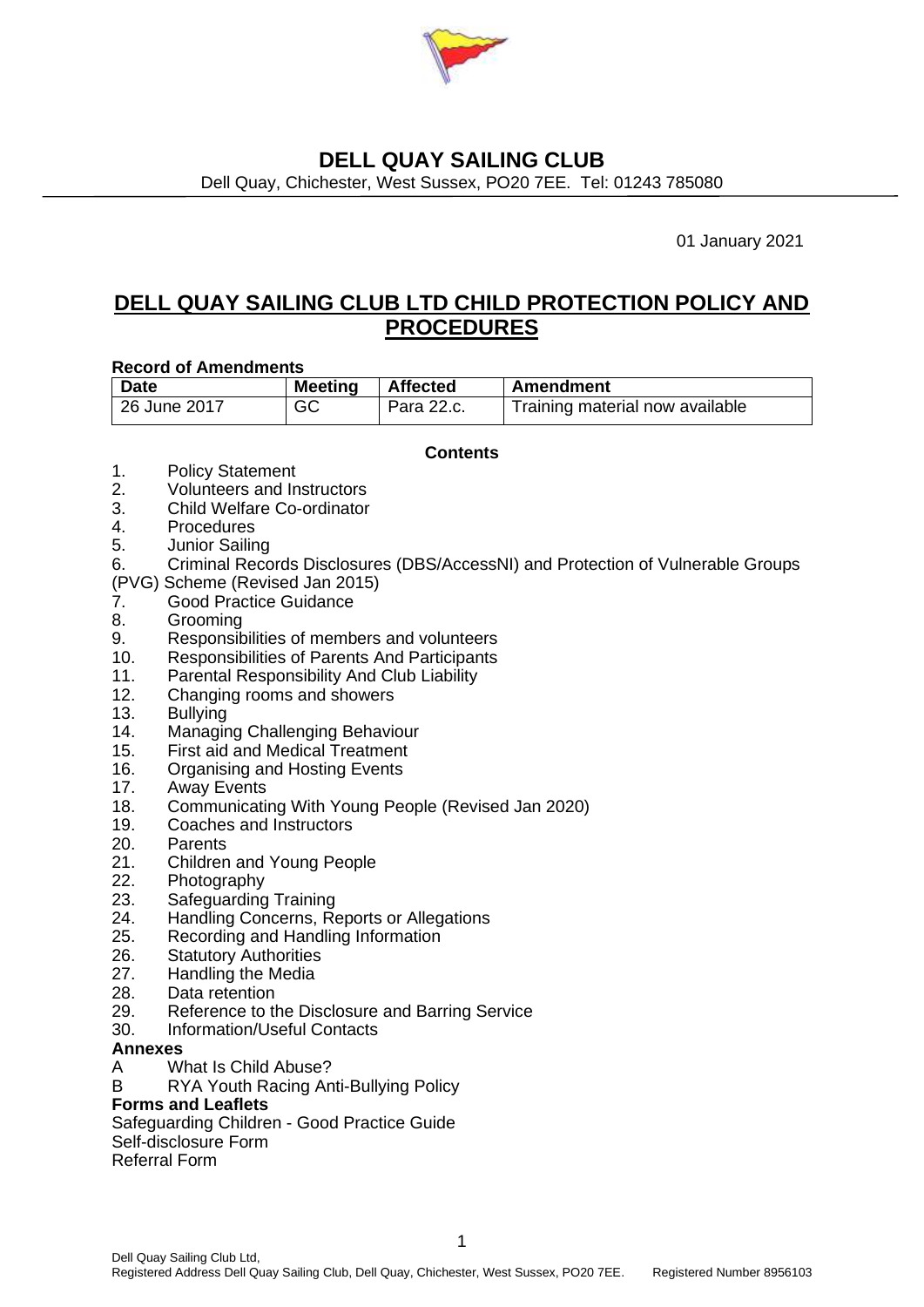# DELL QUAY SAILING CLUB

Dell Quay, Chichester, West Sussex, PO20 7EE. Tel: 01243 785080

01 January 2021

## DELL QUAY SAILING CLUB LTD CHILD PROTECTION POLICY AND PROCEDURES

**Record of Amendments**

| Date | Meeting | Affected | Amendment |
|---|---|---|---|
| 26 June 2017 | GC | Para 22.c. | Training material now available |

**Contents**

1. Policy Statement
2. Volunteers and Instructors
3. Child Welfare Co-ordinator
4. Procedures
5. Junior Sailing
6. Criminal Records Disclosures (DBS/AccessNI) and Protection of Vulnerable Groups (PVG) Scheme (Revised Jan 2015)
7. Good Practice Guidance
8. Grooming
9. Responsibilities of members and volunteers
10. Responsibilities of Parents And Participants
11. Parental Responsibility And Club Liability
12. Changing rooms and showers
13. Bullying
14. Managing Challenging Behaviour
15. First aid and Medical Treatment
16. Organising and Hosting Events
17. Away Events
18. Communicating With Young People (Revised Jan 2020)
19. Coaches and Instructors
20. Parents
21. Children and Young People
22. Photography
23. Safeguarding Training
24. Handling Concerns, Reports or Allegations
25. Recording and Handling Information
26. Statutory Authorities
27. Handling the Media
28. Data retention
29. Reference to the Disclosure and Barring Service
30. Information/Useful Contacts

**Annexes**

A What Is Child Abuse?
B RYA Youth Racing Anti-Bullying Policy

**Forms and Leaflets**

Safeguarding Children - Good Practice Guide
Self-disclosure Form
Referral Form

Dell Quay Sailing Club Ltd,
Registered Address Dell Quay Sailing Club, Dell Quay, Chichester, West Sussex, PO20 7EE. Registered Number 8956103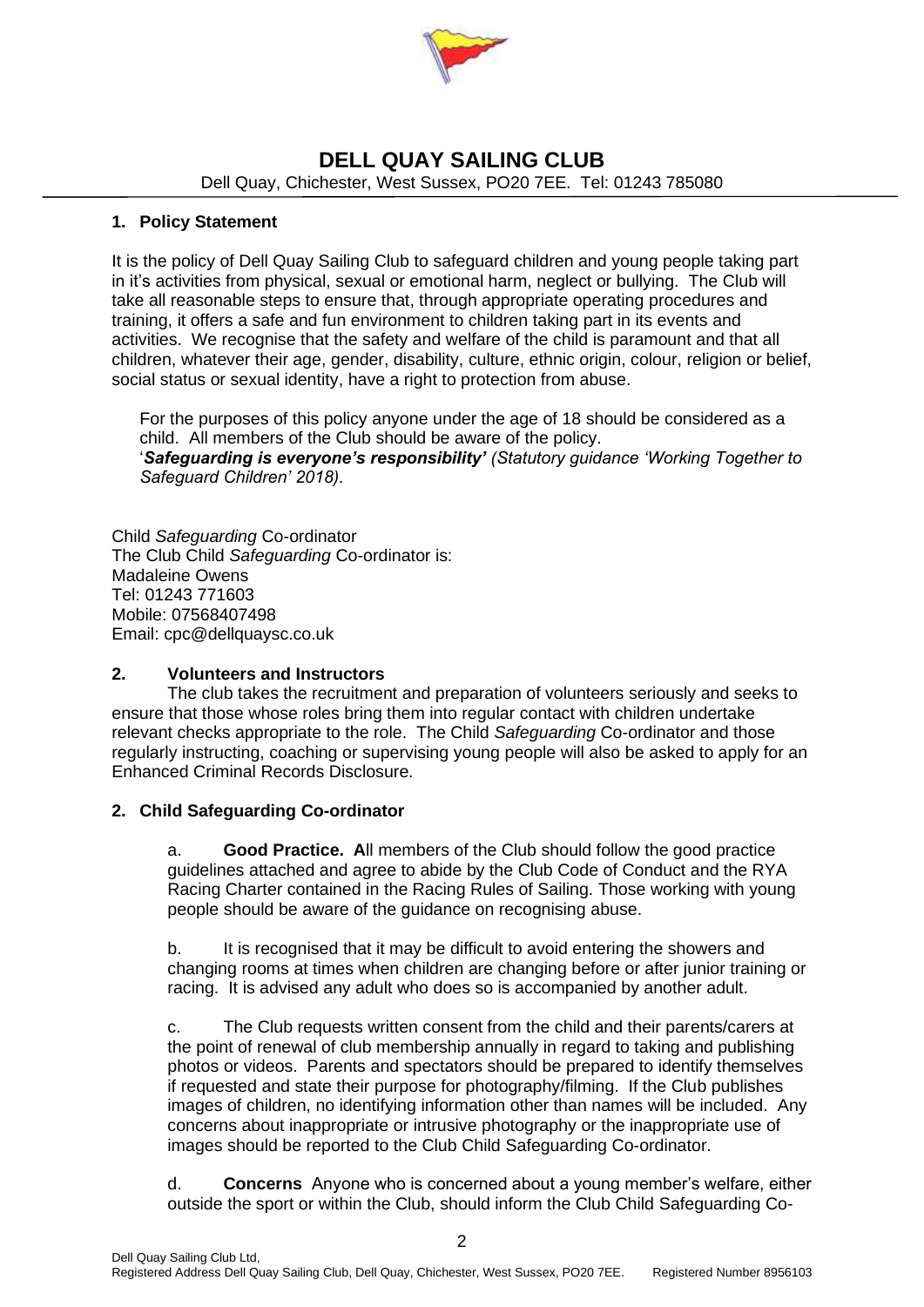# DELL QUAY SAILING CLUB

Dell Quay, Chichester, West Sussex, PO20 7EE. Tel: 01243 785080

## 1. Policy Statement

It is the policy of Dell Quay Sailing Club to safeguard children and young people taking part in it's activities from physical, sexual or emotional harm, neglect or bullying. The Club will take all reasonable steps to ensure that, through appropriate operating procedures and training, it offers a safe and fun environment to children taking part in its events and activities. We recognise that the safety and welfare of the child is paramount and that all children, whatever their age, gender, disability, culture, ethnic origin, colour, religion or belief, social status or sexual identity, have a right to protection from abuse.

For the purposes of this policy anyone under the age of 18 should be considered as a child. All members of the Club should be aware of the policy.
'***Safeguarding is everyone's responsibility'*** *(Statutory guidance 'Working Together to Safeguard Children' 2018).*

Child *Safeguarding* Co-ordinator
The Club Child *Safeguarding* Co-ordinator is:
Madaleine Owens
Tel: 01243 771603
Mobile: 07568407498
Email: cpc@dellquaysc.co.uk

## 2. Volunteers and Instructors

The club takes the recruitment and preparation of volunteers seriously and seeks to ensure that those whose roles bring them into regular contact with children undertake relevant checks appropriate to the role. The Child *Safeguarding* Co-ordinator and those regularly instructing, coaching or supervising young people will also be asked to apply for an Enhanced Criminal Records Disclosure.

## 2. Child Safeguarding Co-ordinator

a. **Good Practice. A**ll members of the Club should follow the good practice guidelines attached and agree to abide by the Club Code of Conduct and the RYA Racing Charter contained in the Racing Rules of Sailing. Those working with young people should be aware of the guidance on recognising abuse.

b. It is recognised that it may be difficult to avoid entering the showers and changing rooms at times when children are changing before or after junior training or racing. It is advised any adult who does so is accompanied by another adult.

c. The Club requests written consent from the child and their parents/carers at the point of renewal of club membership annually in regard to taking and publishing photos or videos. Parents and spectators should be prepared to identify themselves if requested and state their purpose for photography/filming. If the Club publishes images of children, no identifying information other than names will be included. Any concerns about inappropriate or intrusive photography or the inappropriate use of images should be reported to the Club Child Safeguarding Co-ordinator.

d. **Concerns** Anyone who is concerned about a young member's welfare, either outside the sport or within the Club, should inform the Club Child Safeguarding Co-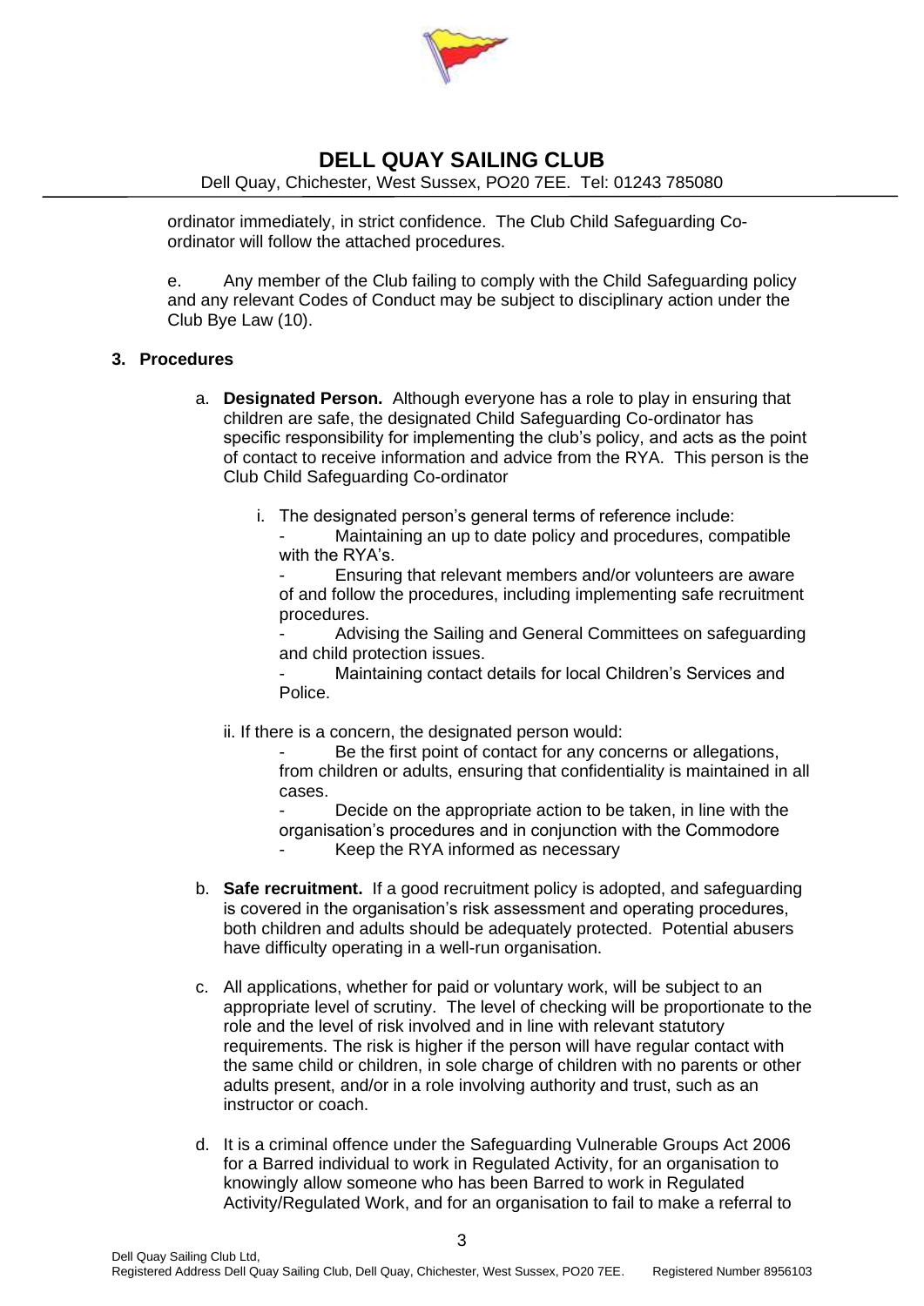ordinator immediately, in strict confidence. The Club Child Safeguarding Co-ordinator will follow the attached procedures.

e. Any member of the Club failing to comply with the Child Safeguarding policy and any relevant Codes of Conduct may be subject to disciplinary action under the Club Bye Law (10).

## 3. Procedures

a. **Designated Person.** Although everyone has a role to play in ensuring that children are safe, the designated Child Safeguarding Co-ordinator has specific responsibility for implementing the club's policy, and acts as the point of contact to receive information and advice from the RYA. This person is the Club Child Safeguarding Co-ordinator

i. The designated person's general terms of reference include:
- Maintaining an up to date policy and procedures, compatible with the RYA's.
- Ensuring that relevant members and/or volunteers are aware of and follow the procedures, including implementing safe recruitment procedures.
- Advising the Sailing and General Committees on safeguarding and child protection issues.
- Maintaining contact details for local Children's Services and Police.

ii. If there is a concern, the designated person would:
- Be the first point of contact for any concerns or allegations, from children or adults, ensuring that confidentiality is maintained in all cases.
- Decide on the appropriate action to be taken, in line with the organisation's procedures and in conjunction with the Commodore
- Keep the RYA informed as necessary

b. **Safe recruitment.** If a good recruitment policy is adopted, and safeguarding is covered in the organisation's risk assessment and operating procedures, both children and adults should be adequately protected. Potential abusers have difficulty operating in a well-run organisation.

c. All applications, whether for paid or voluntary work, will be subject to an appropriate level of scrutiny. The level of checking will be proportionate to the role and the level of risk involved and in line with relevant statutory requirements. The risk is higher if the person will have regular contact with the same child or children, in sole charge of children with no parents or other adults present, and/or in a role involving authority and trust, such as an instructor or coach.

d. It is a criminal offence under the Safeguarding Vulnerable Groups Act 2006 for a Barred individual to work in Regulated Activity, for an organisation to knowingly allow someone who has been Barred to work in Regulated Activity/Regulated Work, and for an organisation to fail to make a referral to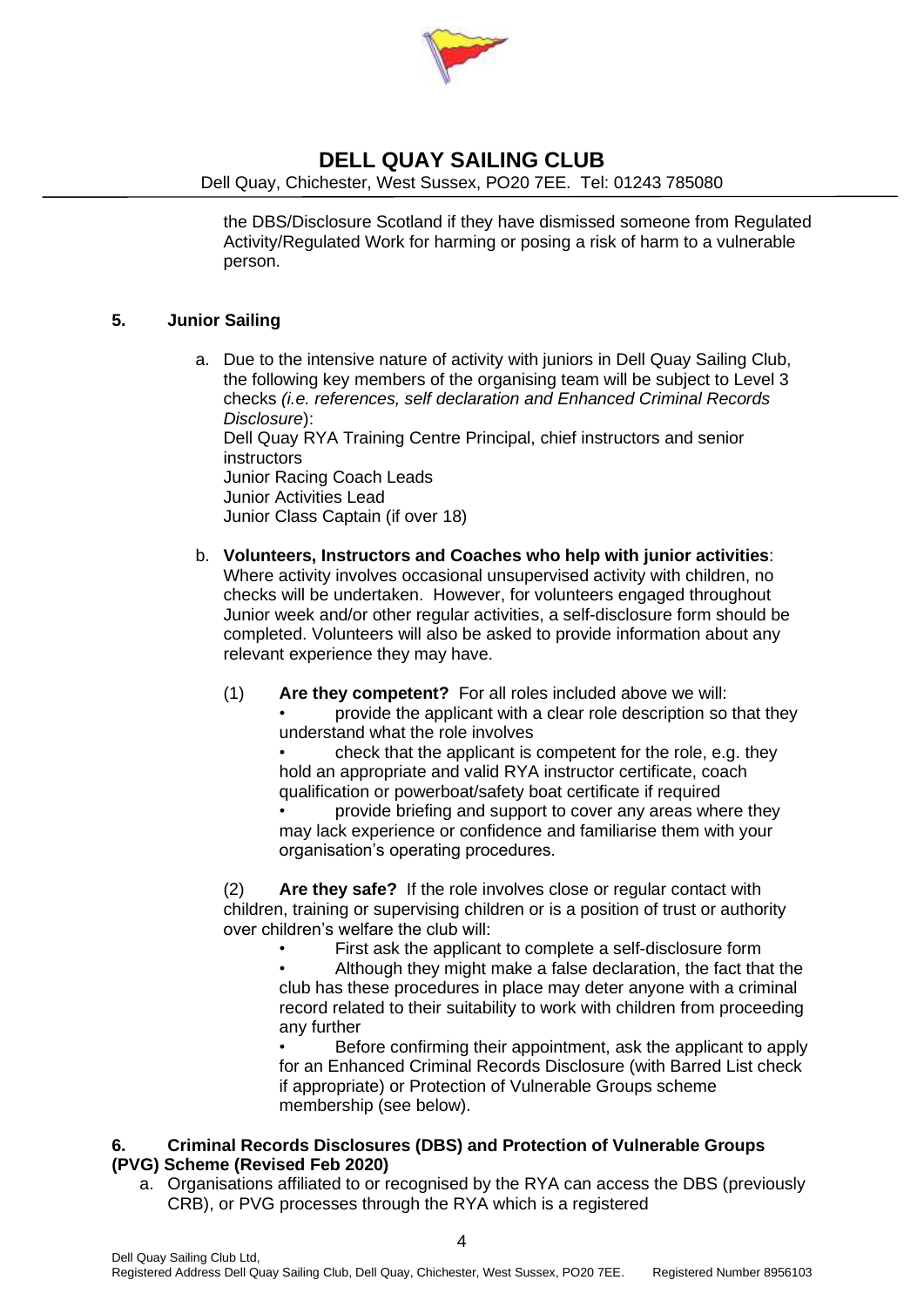the DBS/Disclosure Scotland if they have dismissed someone from Regulated Activity/Regulated Work for harming or posing a risk of harm to a vulnerable person.

## 5. Junior Sailing

a. Due to the intensive nature of activity with juniors in Dell Quay Sailing Club, the following key members of the organising team will be subject to Level 3 checks *(i.e. references, self declaration and Enhanced Criminal Records Disclosure)*:
   Dell Quay RYA Training Centre Principal, chief instructors and senior instructors
   Junior Racing Coach Leads
   Junior Activities Lead
   Junior Class Captain (if over 18)

b. **Volunteers, Instructors and Coaches who help with junior activities**: Where activity involves occasional unsupervised activity with children, no checks will be undertaken. However, for volunteers engaged throughout Junior week and/or other regular activities, a self-disclosure form should be completed. Volunteers will also be asked to provide information about any relevant experience they may have.

   (1) **Are they competent?** For all roles included above we will:
   - provide the applicant with a clear role description so that they understand what the role involves
   - check that the applicant is competent for the role, e.g. they hold an appropriate and valid RYA instructor certificate, coach qualification or powerboat/safety boat certificate if required
   - provide briefing and support to cover any areas where they may lack experience or confidence and familiarise them with your organisation's operating procedures.

   (2) **Are they safe?** If the role involves close or regular contact with children, training or supervising children or is a position of trust or authority over children's welfare the club will:
   - First ask the applicant to complete a self-disclosure form
   - Although they might make a false declaration, the fact that the club has these procedures in place may deter anyone with a criminal record related to their suitability to work with children from proceeding any further
   - Before confirming their appointment, ask the applicant to apply for an Enhanced Criminal Records Disclosure (with Barred List check if appropriate) or Protection of Vulnerable Groups scheme membership (see below).

## 6. Criminal Records Disclosures (DBS) and Protection of Vulnerable Groups (PVG) Scheme (Revised Feb 2020)

a. Organisations affiliated to or recognised by the RYA can access the DBS (previously CRB), or PVG processes through the RYA which is a registered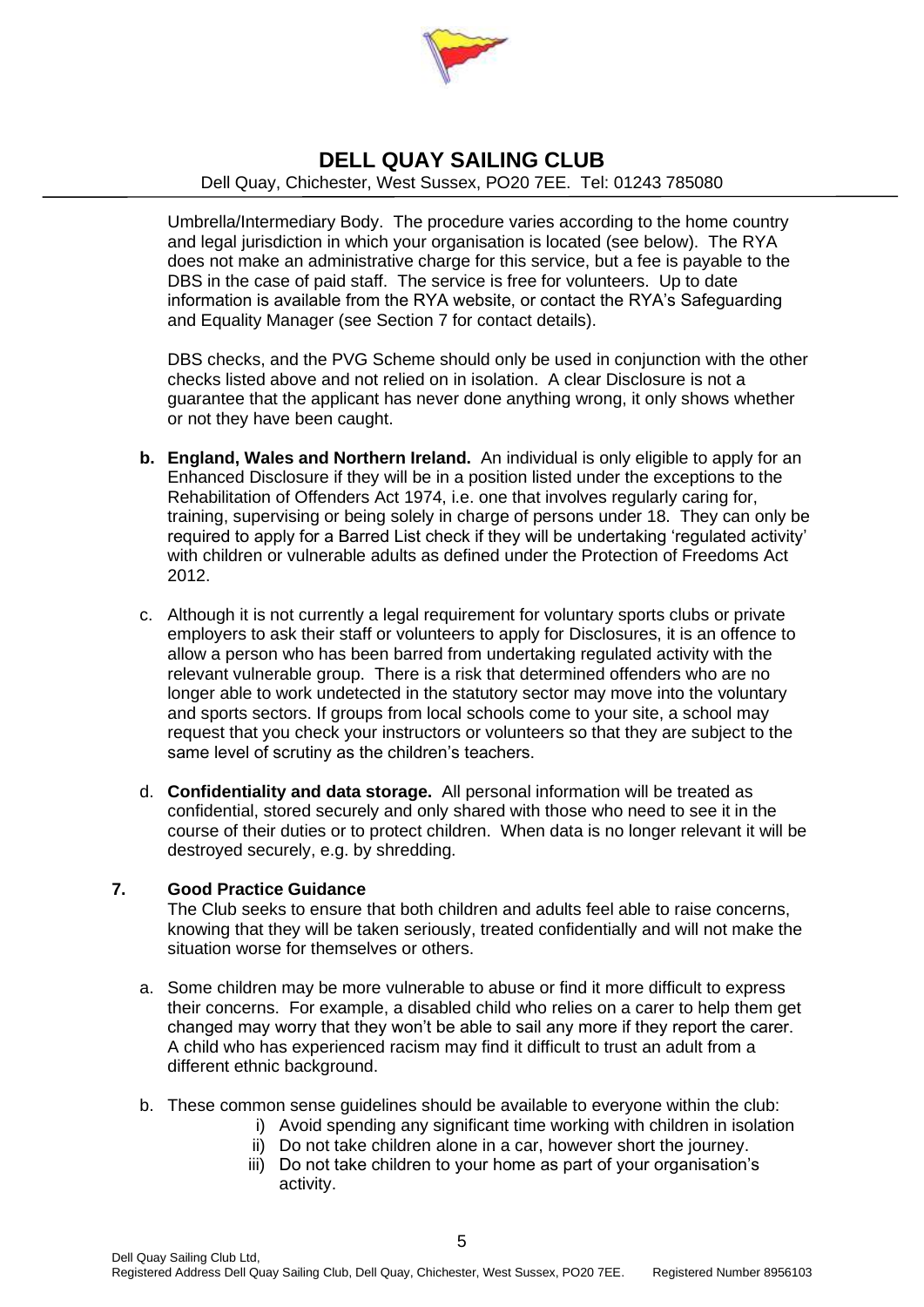Umbrella/Intermediary Body. The procedure varies according to the home country and legal jurisdiction in which your organisation is located (see below). The RYA does not make an administrative charge for this service, but a fee is payable to the DBS in the case of paid staff. The service is free for volunteers. Up to date information is available from the RYA website, or contact the RYA's Safeguarding and Equality Manager (see Section 7 for contact details).

DBS checks, and the PVG Scheme should only be used in conjunction with the other checks listed above and not relied on in isolation. A clear Disclosure is not a guarantee that the applicant has never done anything wrong, it only shows whether or not they have been caught.

b. **England, Wales and Northern Ireland.** An individual is only eligible to apply for an Enhanced Disclosure if they will be in a position listed under the exceptions to the Rehabilitation of Offenders Act 1974, i.e. one that involves regularly caring for, training, supervising or being solely in charge of persons under 18. They can only be required to apply for a Barred List check if they will be undertaking 'regulated activity' with children or vulnerable adults as defined under the Protection of Freedoms Act 2012.

c. Although it is not currently a legal requirement for voluntary sports clubs or private employers to ask their staff or volunteers to apply for Disclosures, it is an offence to allow a person who has been barred from undertaking regulated activity with the relevant vulnerable group. There is a risk that determined offenders who are no longer able to work undetected in the statutory sector may move into the voluntary and sports sectors. If groups from local schools come to your site, a school may request that you check your instructors or volunteers so that they are subject to the same level of scrutiny as the children's teachers.

d. **Confidentiality and data storage.** All personal information will be treated as confidential, stored securely and only shared with those who need to see it in the course of their duties or to protect children. When data is no longer relevant it will be destroyed securely, e.g. by shredding.

## 7. Good Practice Guidance

The Club seeks to ensure that both children and adults feel able to raise concerns, knowing that they will be taken seriously, treated confidentially and will not make the situation worse for themselves or others.

a. Some children may be more vulnerable to abuse or find it more difficult to express their concerns. For example, a disabled child who relies on a carer to help them get changed may worry that they won't be able to sail any more if they report the carer. A child who has experienced racism may find it difficult to trust an adult from a different ethnic background.

b. These common sense guidelines should be available to everyone within the club:

   i) Avoid spending any significant time working with children in isolation
   ii) Do not take children alone in a car, however short the journey.
   iii) Do not take children to your home as part of your organisation's activity.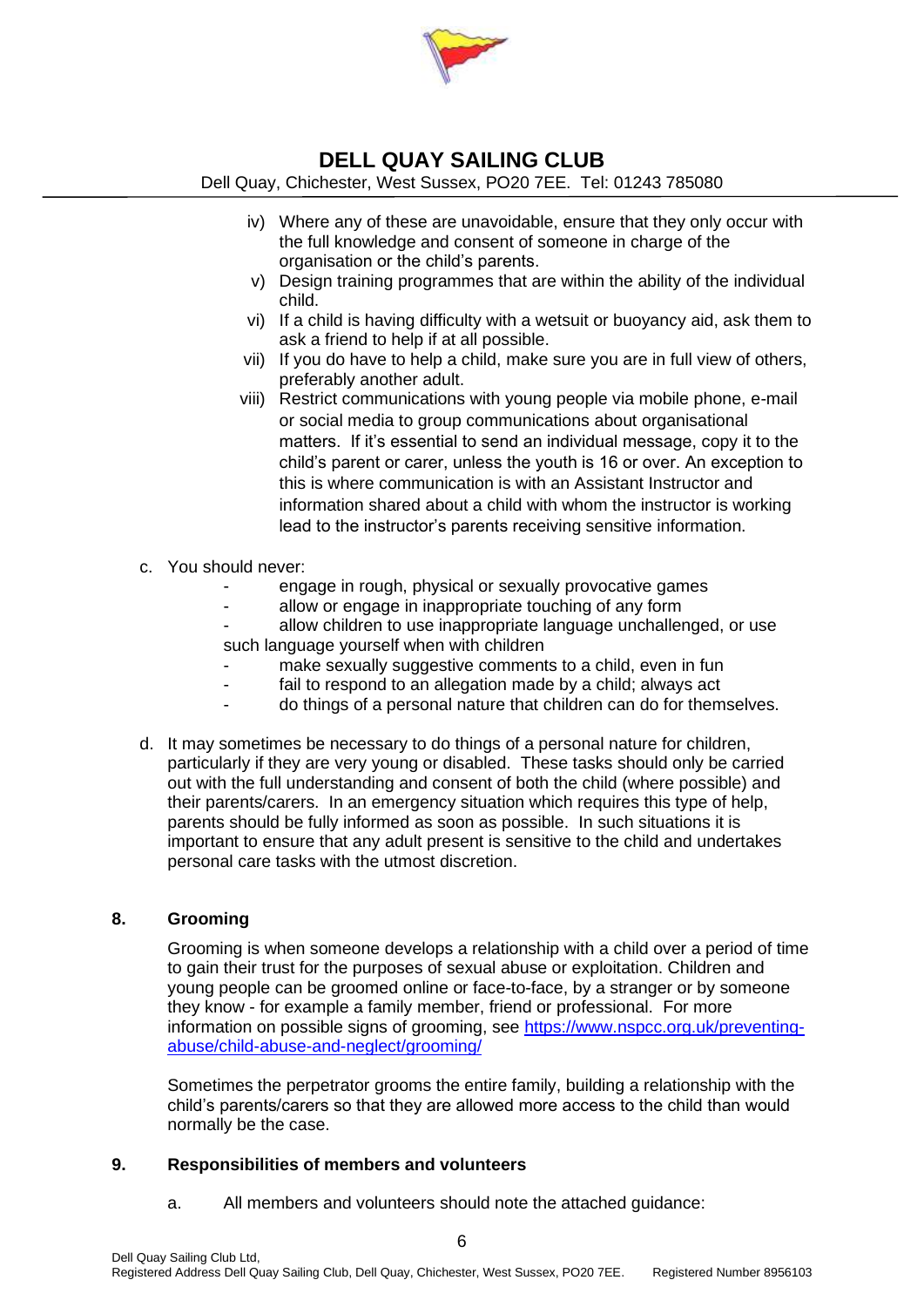iv) Where any of these are unavoidable, ensure that they only occur with the full knowledge and consent of someone in charge of the organisation or the child's parents.

v) Design training programmes that are within the ability of the individual child.

vi) If a child is having difficulty with a wetsuit or buoyancy aid, ask them to ask a friend to help if at all possible.

vii) If you do have to help a child, make sure you are in full view of others, preferably another adult.

viii) Restrict communications with young people via mobile phone, e-mail or social media to group communications about organisational matters. If it's essential to send an individual message, copy it to the child's parent or carer, unless the youth is 16 or over. An exception to this is where communication is with an Assistant Instructor and information shared about a child with whom the instructor is working lead to the instructor's parents receiving sensitive information.

c. You should never:

- engage in rough, physical or sexually provocative games
- allow or engage in inappropriate touching of any form
- allow children to use inappropriate language unchallenged, or use such language yourself when with children
- make sexually suggestive comments to a child, even in fun
- fail to respond to an allegation made by a child; always act
- do things of a personal nature that children can do for themselves.

d. It may sometimes be necessary to do things of a personal nature for children, particularly if they are very young or disabled. These tasks should only be carried out with the full understanding and consent of both the child (where possible) and their parents/carers. In an emergency situation which requires this type of help, parents should be fully informed as soon as possible. In such situations it is important to ensure that any adult present is sensitive to the child and undertakes personal care tasks with the utmost discretion.

## 8. Grooming

Grooming is when someone develops a relationship with a child over a period of time to gain their trust for the purposes of sexual abuse or exploitation. Children and young people can be groomed online or face-to-face, by a stranger or by someone they know - for example a family member, friend or professional. For more information on possible signs of grooming, see https://www.nspcc.org.uk/preventing-abuse/child-abuse-and-neglect/grooming/

Sometimes the perpetrator grooms the entire family, building a relationship with the child's parents/carers so that they are allowed more access to the child than would normally be the case.

## 9. Responsibilities of members and volunteers

a. All members and volunteers should note the attached guidance: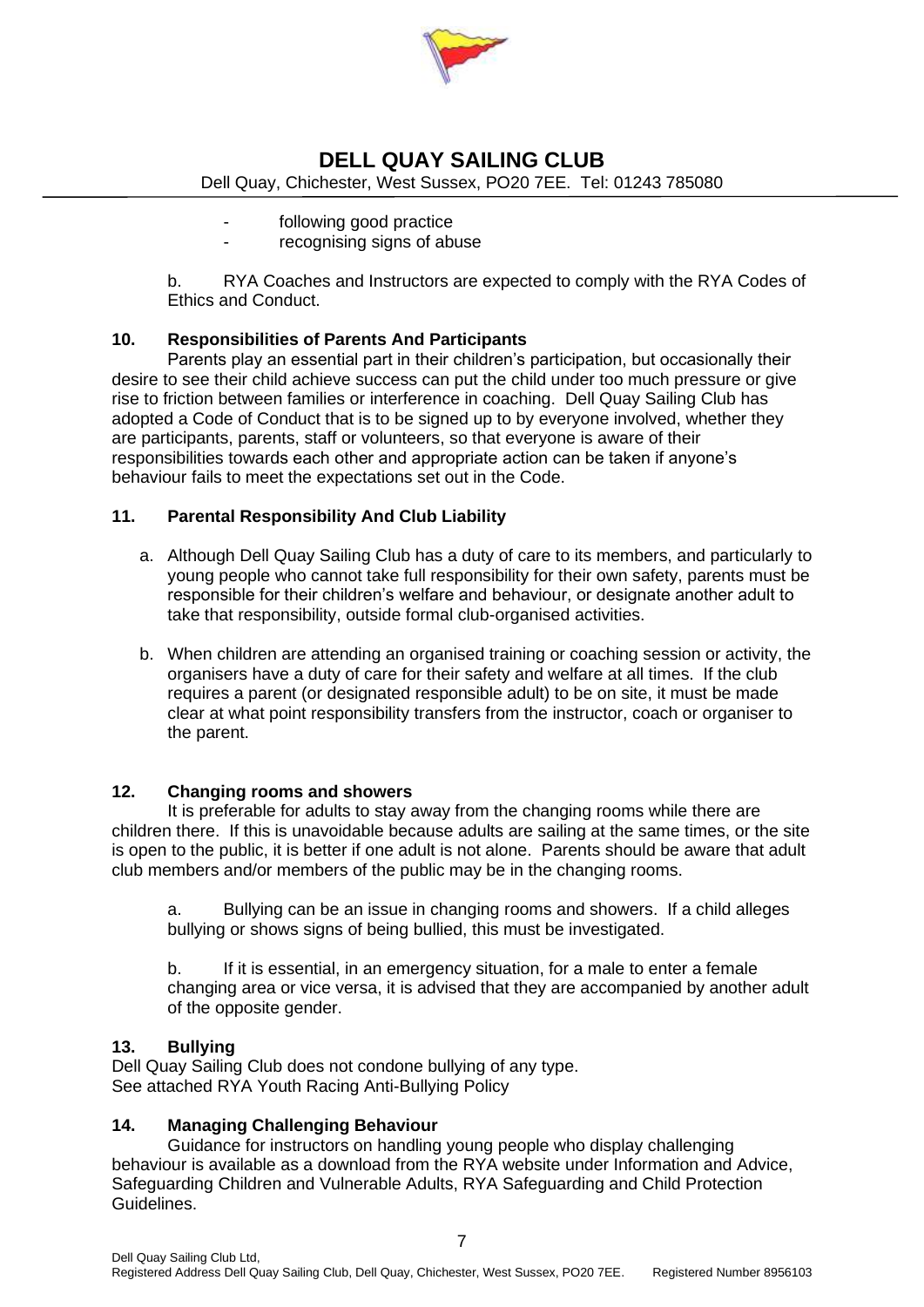- following good practice
- recognising signs of abuse

b. RYA Coaches and Instructors are expected to comply with the RYA Codes of Ethics and Conduct.

### 10. Responsibilities of Parents And Participants

Parents play an essential part in their children's participation, but occasionally their desire to see their child achieve success can put the child under too much pressure or give rise to friction between families or interference in coaching. Dell Quay Sailing Club has adopted a Code of Conduct that is to be signed up to by everyone involved, whether they are participants, parents, staff or volunteers, so that everyone is aware of their responsibilities towards each other and appropriate action can be taken if anyone's behaviour fails to meet the expectations set out in the Code.

### 11. Parental Responsibility And Club Liability

a. Although Dell Quay Sailing Club has a duty of care to its members, and particularly to young people who cannot take full responsibility for their own safety, parents must be responsible for their children's welfare and behaviour, or designate another adult to take that responsibility, outside formal club-organised activities.

b. When children are attending an organised training or coaching session or activity, the organisers have a duty of care for their safety and welfare at all times. If the club requires a parent (or designated responsible adult) to be on site, it must be made clear at what point responsibility transfers from the instructor, coach or organiser to the parent.

### 12. Changing rooms and showers

It is preferable for adults to stay away from the changing rooms while there are children there. If this is unavoidable because adults are sailing at the same times, or the site is open to the public, it is better if one adult is not alone. Parents should be aware that adult club members and/or members of the public may be in the changing rooms.

a. Bullying can be an issue in changing rooms and showers. If a child alleges bullying or shows signs of being bullied, this must be investigated.

b. If it is essential, in an emergency situation, for a male to enter a female changing area or vice versa, it is advised that they are accompanied by another adult of the opposite gender.

### 13. Bullying

Dell Quay Sailing Club does not condone bullying of any type.
See attached RYA Youth Racing Anti-Bullying Policy

### 14. Managing Challenging Behaviour

Guidance for instructors on handling young people who display challenging behaviour is available as a download from the RYA website under Information and Advice, Safeguarding Children and Vulnerable Adults, RYA Safeguarding and Child Protection Guidelines.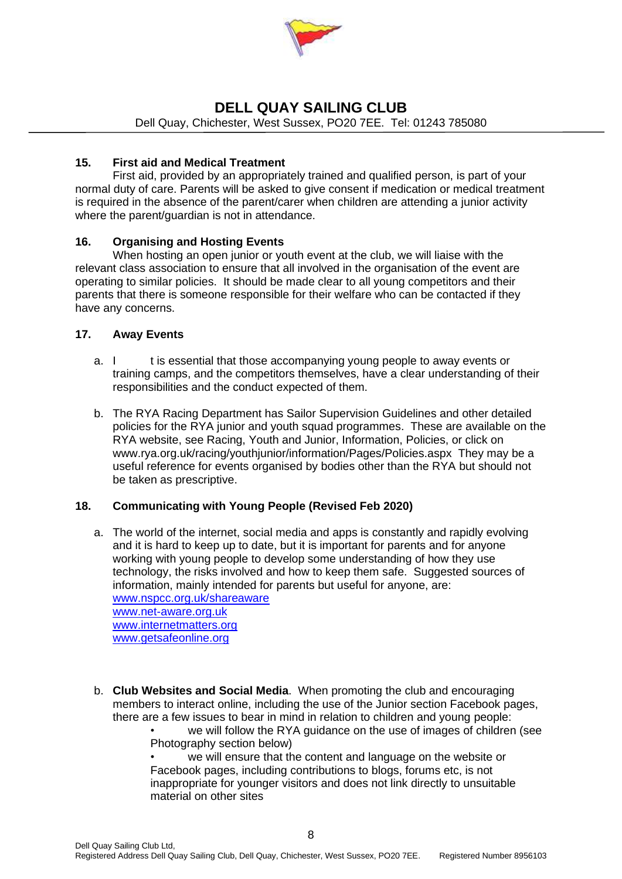## 15. First aid and Medical Treatment

First aid, provided by an appropriately trained and qualified person, is part of your normal duty of care. Parents will be asked to give consent if medication or medical treatment is required in the absence of the parent/carer when children are attending a junior activity where the parent/guardian is not in attendance.

## 16. Organising and Hosting Events

When hosting an open junior or youth event at the club, we will liaise with the relevant class association to ensure that all involved in the organisation of the event are operating to similar policies. It should be made clear to all young competitors and their parents that there is someone responsible for their welfare who can be contacted if they have any concerns.

## 17. Away Events

a. I t is essential that those accompanying young people to away events or training camps, and the competitors themselves, have a clear understanding of their responsibilities and the conduct expected of them.

b. The RYA Racing Department has Sailor Supervision Guidelines and other detailed policies for the RYA junior and youth squad programmes. These are available on the RYA website, see Racing, Youth and Junior, Information, Policies, or click on www.rya.org.uk/racing/youthjunior/information/Pages/Policies.aspx They may be a useful reference for events organised by bodies other than the RYA but should not be taken as prescriptive.

## 18. Communicating with Young People (Revised Feb 2020)

a. The world of the internet, social media and apps is constantly and rapidly evolving and it is hard to keep up to date, but it is important for parents and for anyone working with young people to develop some understanding of how they use technology, the risks involved and how to keep them safe. Suggested sources of information, mainly intended for parents but useful for anyone, are:
www.nspcc.org.uk/shareaware
www.net-aware.org.uk
www.internetmatters.org
www.getsafeonline.org

b. **Club Websites and Social Media**. When promoting the club and encouraging members to interact online, including the use of the Junior section Facebook pages, there are a few issues to bear in mind in relation to children and young people:

- we will follow the RYA guidance on the use of images of children (see Photography section below)
- we will ensure that the content and language on the website or Facebook pages, including contributions to blogs, forums etc, is not inappropriate for younger visitors and does not link directly to unsuitable material on other sites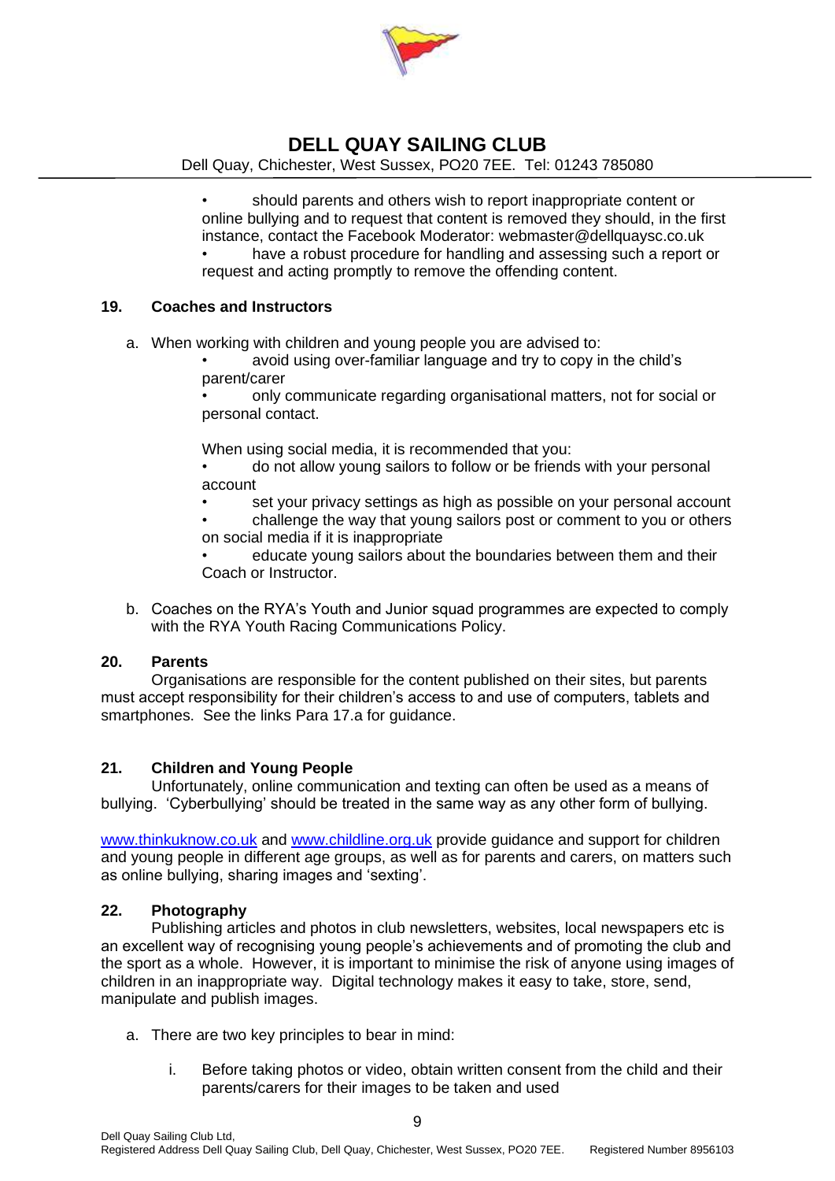- should parents and others wish to report inappropriate content or online bullying and to request that content is removed they should, in the first instance, contact the Facebook Moderator: webmaster@dellquaysc.co.uk
- have a robust procedure for handling and assessing such a report or request and acting promptly to remove the offending content.

## 19. Coaches and Instructors

a. When working with children and young people you are advised to:

- avoid using over-familiar language and try to copy in the child's parent/carer
- only communicate regarding organisational matters, not for social or personal contact.

When using social media, it is recommended that you:

- do not allow young sailors to follow or be friends with your personal account
- set your privacy settings as high as possible on your personal account
- challenge the way that young sailors post or comment to you or others on social media if it is inappropriate
- educate young sailors about the boundaries between them and their Coach or Instructor.

b. Coaches on the RYA's Youth and Junior squad programmes are expected to comply with the RYA Youth Racing Communications Policy.

## 20. Parents

Organisations are responsible for the content published on their sites, but parents must accept responsibility for their children's access to and use of computers, tablets and smartphones. See the links Para 17.a for guidance.

## 21. Children and Young People

Unfortunately, online communication and texting can often be used as a means of bullying. 'Cyberbullying' should be treated in the same way as any other form of bullying.

www.thinkuknow.co.uk and www.childline.org.uk provide guidance and support for children and young people in different age groups, as well as for parents and carers, on matters such as online bullying, sharing images and 'sexting'.

## 22. Photography

Publishing articles and photos in club newsletters, websites, local newspapers etc is an excellent way of recognising young people's achievements and of promoting the club and the sport as a whole. However, it is important to minimise the risk of anyone using images of children in an inappropriate way. Digital technology makes it easy to take, store, send, manipulate and publish images.

a. There are two key principles to bear in mind:

   i. Before taking photos or video, obtain written consent from the child and their parents/carers for their images to be taken and used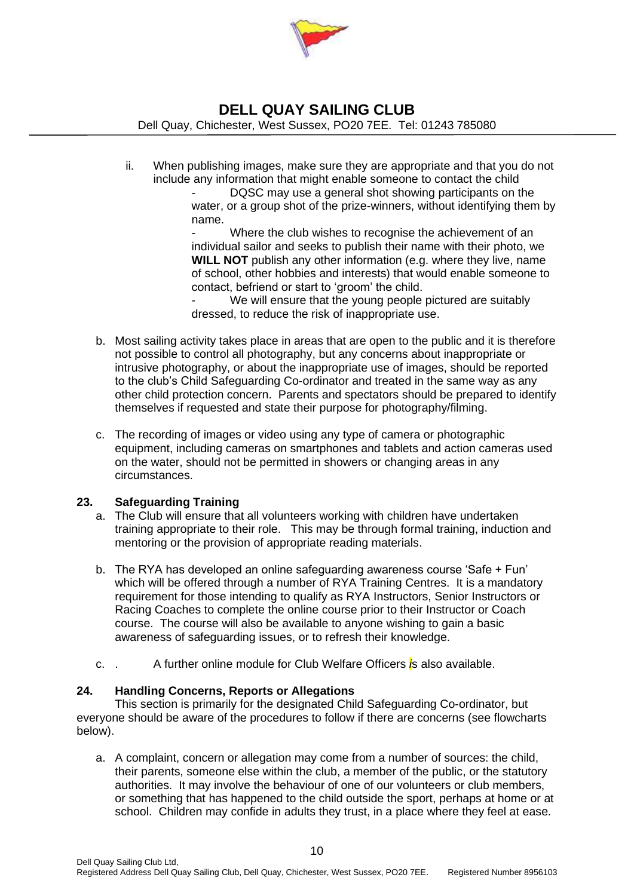ii. When publishing images, make sure they are appropriate and that you do not include any information that might enable someone to contact the child

- DQSC may use a general shot showing participants on the water, or a group shot of the prize-winners, without identifying them by name.
- Where the club wishes to recognise the achievement of an individual sailor and seeks to publish their name with their photo, we **WILL NOT** publish any other information (e.g. where they live, name of school, other hobbies and interests) that would enable someone to contact, befriend or start to 'groom' the child.
- We will ensure that the young people pictured are suitably dressed, to reduce the risk of inappropriate use.

b. Most sailing activity takes place in areas that are open to the public and it is therefore not possible to control all photography, but any concerns about inappropriate or intrusive photography, or about the inappropriate use of images, should be reported to the club's Child Safeguarding Co-ordinator and treated in the same way as any other child protection concern. Parents and spectators should be prepared to identify themselves if requested and state their purpose for photography/filming.

c. The recording of images or video using any type of camera or photographic equipment, including cameras on smartphones and tablets and action cameras used on the water, should not be permitted in showers or changing areas in any circumstances.

## 23. Safeguarding Training

a. The Club will ensure that all volunteers working with children have undertaken training appropriate to their role. This may be through formal training, induction and mentoring or the provision of appropriate reading materials.

b. The RYA has developed an online safeguarding awareness course 'Safe + Fun' which will be offered through a number of RYA Training Centres. It is a mandatory requirement for those intending to qualify as RYA Instructors, Senior Instructors or Racing Coaches to complete the online course prior to their Instructor or Coach course. The course will also be available to anyone wishing to gain a basic awareness of safeguarding issues, or to refresh their knowledge.

c. . A further online module for Club Welfare Officers is also available.

## 24. Handling Concerns, Reports or Allegations

This section is primarily for the designated Child Safeguarding Co-ordinator, but everyone should be aware of the procedures to follow if there are concerns (see flowcharts below).

a. A complaint, concern or allegation may come from a number of sources: the child, their parents, someone else within the club, a member of the public, or the statutory authorities. It may involve the behaviour of one of our volunteers or club members, or something that has happened to the child outside the sport, perhaps at home or at school. Children may confide in adults they trust, in a place where they feel at ease.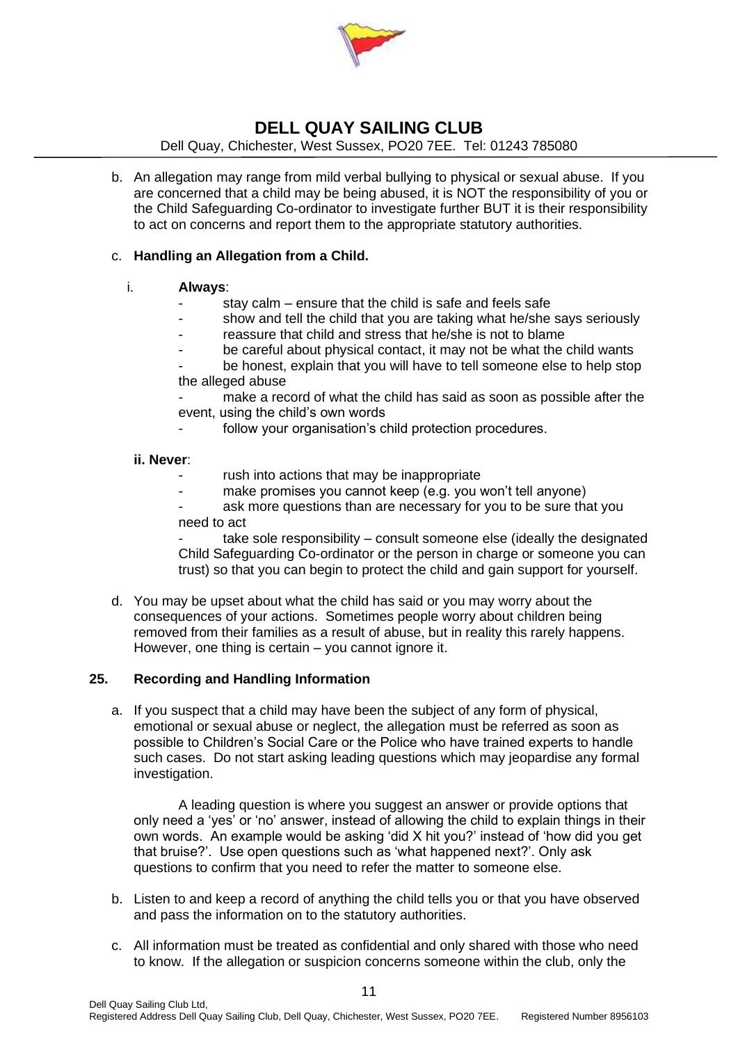b. An allegation may range from mild verbal bullying to physical or sexual abuse. If you are concerned that a child may be being abused, it is NOT the responsibility of you or the Child Safeguarding Co-ordinator to investigate further BUT it is their responsibility to act on concerns and report them to the appropriate statutory authorities.

c. **Handling an Allegation from a Child.**

   i. **Always**:

   - stay calm – ensure that the child is safe and feels safe
   - show and tell the child that you are taking what he/she says seriously
   - reassure that child and stress that he/she is not to blame
   - be careful about physical contact, it may not be what the child wants
   - be honest, explain that you will have to tell someone else to help stop the alleged abuse
   - make a record of what the child has said as soon as possible after the event, using the child's own words
   - follow your organisation's child protection procedures.

   **ii. Never**:

   - rush into actions that may be inappropriate
   - make promises you cannot keep (e.g. you won't tell anyone)
   - ask more questions than are necessary for you to be sure that you need to act
   - take sole responsibility – consult someone else (ideally the designated Child Safeguarding Co-ordinator or the person in charge or someone you can trust) so that you can begin to protect the child and gain support for yourself.

d. You may be upset about what the child has said or you may worry about the consequences of your actions. Sometimes people worry about children being removed from their families as a result of abuse, but in reality this rarely happens. However, one thing is certain – you cannot ignore it.

## 25. Recording and Handling Information

a. If you suspect that a child may have been the subject of any form of physical, emotional or sexual abuse or neglect, the allegation must be referred as soon as possible to Children's Social Care or the Police who have trained experts to handle such cases. Do not start asking leading questions which may jeopardise any formal investigation.

   A leading question is where you suggest an answer or provide options that only need a 'yes' or 'no' answer, instead of allowing the child to explain things in their own words. An example would be asking 'did X hit you?' instead of 'how did you get that bruise?'. Use open questions such as 'what happened next?'. Only ask questions to confirm that you need to refer the matter to someone else.

b. Listen to and keep a record of anything the child tells you or that you have observed and pass the information on to the statutory authorities.

c. All information must be treated as confidential and only shared with those who need to know. If the allegation or suspicion concerns someone within the club, only the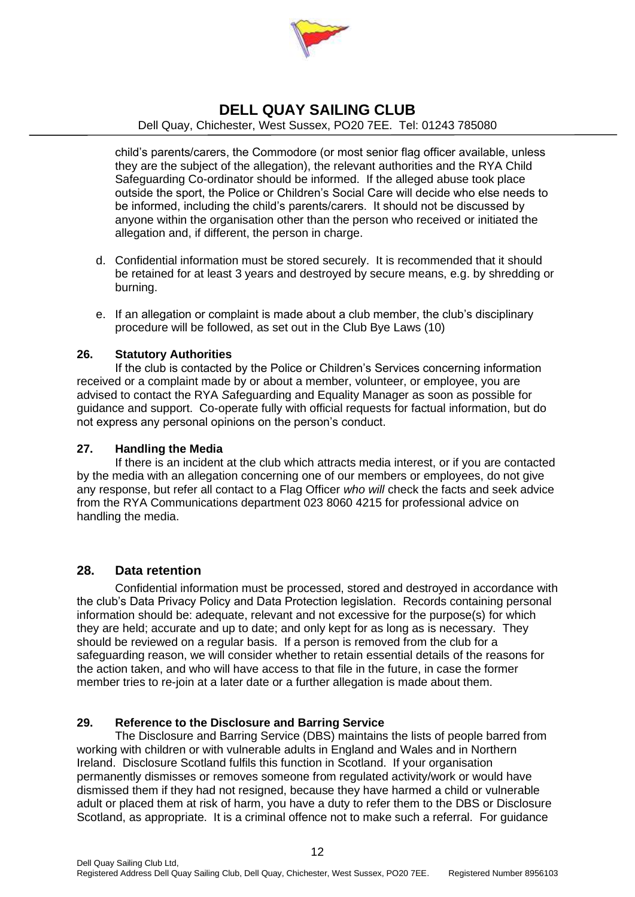child's parents/carers, the Commodore (or most senior flag officer available, unless they are the subject of the allegation), the relevant authorities and the RYA Child Safeguarding Co-ordinator should be informed. If the alleged abuse took place outside the sport, the Police or Children's Social Care will decide who else needs to be informed, including the child's parents/carers. It should not be discussed by anyone within the organisation other than the person who received or initiated the allegation and, if different, the person in charge.

d. Confidential information must be stored securely. It is recommended that it should be retained for at least 3 years and destroyed by secure means, e.g. by shredding or burning.

e. If an allegation or complaint is made about a club member, the club's disciplinary procedure will be followed, as set out in the Club Bye Laws (10)

**26. Statutory Authorities**

If the club is contacted by the Police or Children's Services concerning information received or a complaint made by or about a member, volunteer, or employee, you are advised to contact the RYA *S*afeguarding and Equality Manager as soon as possible for guidance and support. Co-operate fully with official requests for factual information, but do not express any personal opinions on the person's conduct.

**27. Handling the Media**

If there is an incident at the club which attracts media interest, or if you are contacted by the media with an allegation concerning one of our members or employees, do not give any response, but refer all contact to a Flag Officer *who will* check the facts and seek advice from the RYA Communications department 023 8060 4215 for professional advice on handling the media.

## 28. Data retention

Confidential information must be processed, stored and destroyed in accordance with the club's Data Privacy Policy and Data Protection legislation. Records containing personal information should be: adequate, relevant and not excessive for the purpose(s) for which they are held; accurate and up to date; and only kept for as long as is necessary. They should be reviewed on a regular basis. If a person is removed from the club for a safeguarding reason, we will consider whether to retain essential details of the reasons for the action taken, and who will have access to that file in the future, in case the former member tries to re-join at a later date or a further allegation is made about them.

**29. Reference to the Disclosure and Barring Service**

The Disclosure and Barring Service (DBS) maintains the lists of people barred from working with children or with vulnerable adults in England and Wales and in Northern Ireland. Disclosure Scotland fulfils this function in Scotland. If your organisation permanently dismisses or removes someone from regulated activity/work or would have dismissed them if they had not resigned, because they have harmed a child or vulnerable adult or placed them at risk of harm, you have a duty to refer them to the DBS or Disclosure Scotland, as appropriate. It is a criminal offence not to make such a referral. For guidance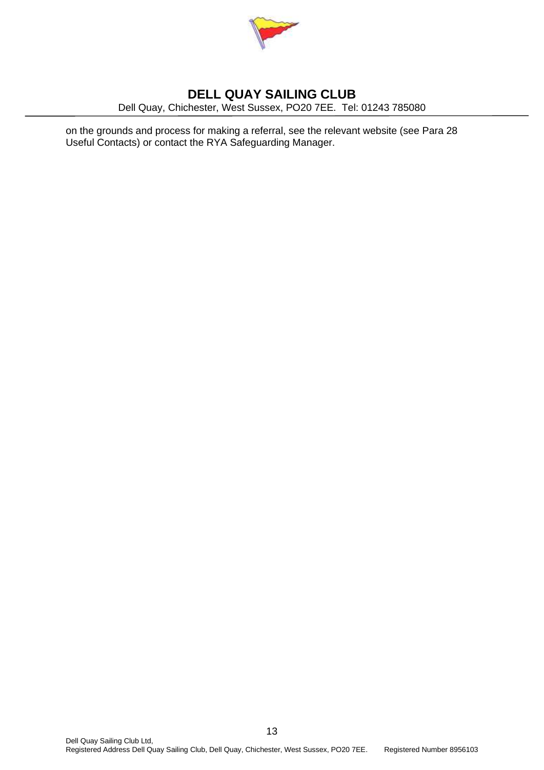on the grounds and process for making a referral, see the relevant website (see Para 28 Useful Contacts) or contact the RYA Safeguarding Manager.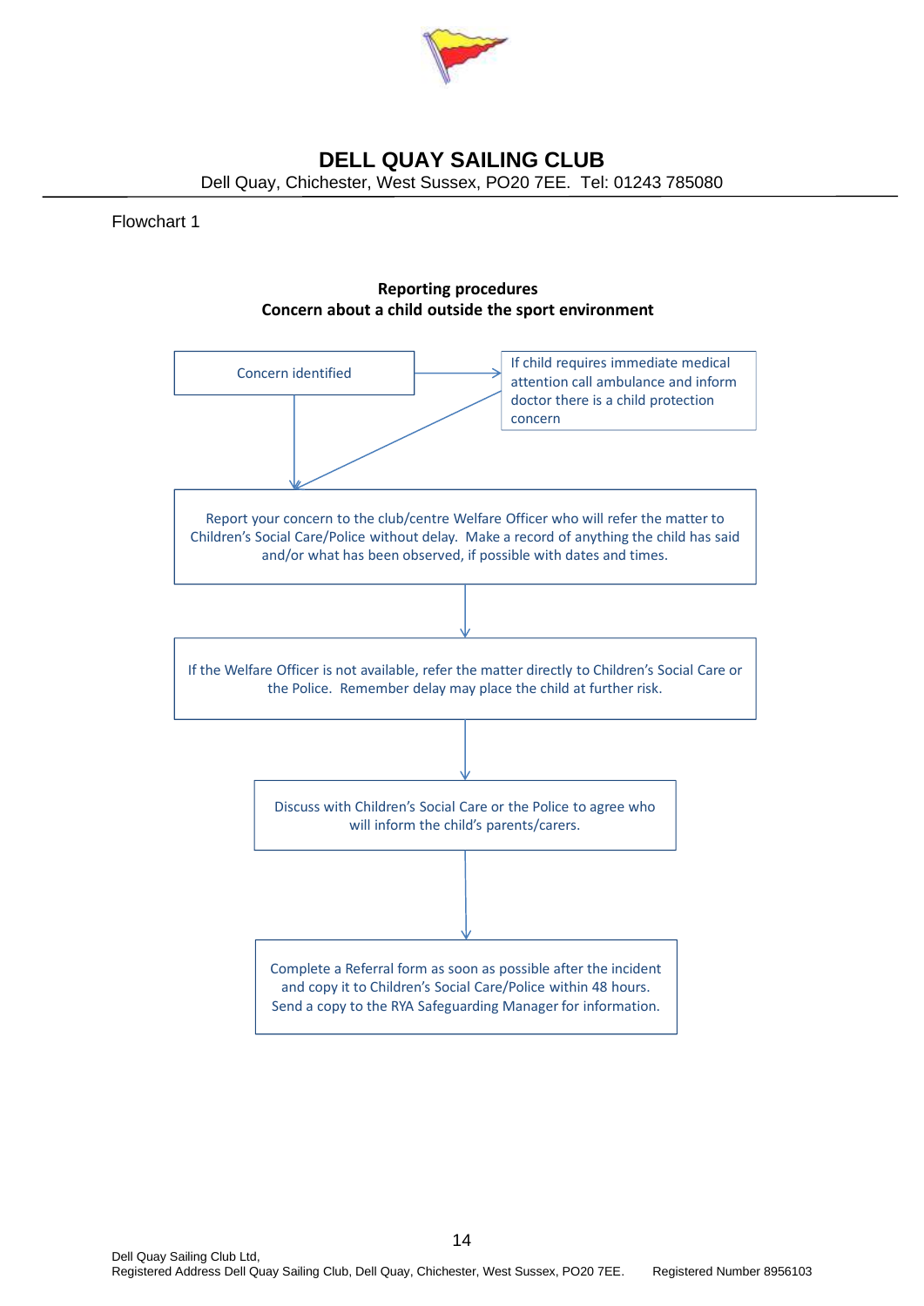# DELL QUAY SAILING CLUB

Dell Quay, Chichester, West Sussex, PO20 7EE. Tel: 01243 785080

Flowchart 1

**Reporting procedures**
**Concern about a child outside the sport environment**

Concern identified

If child requires immediate medical attention call ambulance and inform doctor there is a child protection concern

Report your concern to the club/centre Welfare Officer who will refer the matter to Children's Social Care/Police without delay. Make a record of anything the child has said and/or what has been observed, if possible with dates and times.

If the Welfare Officer is not available, refer the matter directly to Children's Social Care or the Police. Remember delay may place the child at further risk.

Discuss with Children's Social Care or the Police to agree who will inform the child's parents/carers.

Complete a Referral form as soon as possible after the incident and copy it to Children's Social Care/Police within 48 hours. Send a copy to the RYA Safeguarding Manager for information.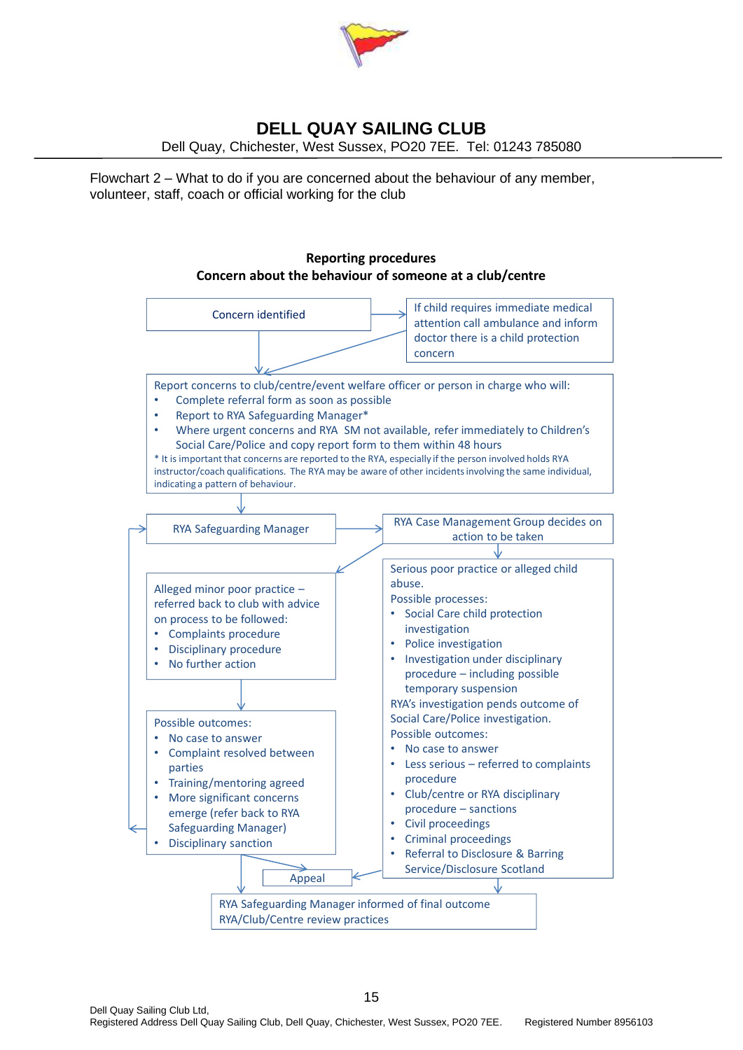# DELL QUAY SAILING CLUB

Dell Quay, Chichester, West Sussex, PO20 7EE. Tel: 01243 785080

Flowchart 2 – What to do if you are concerned about the behaviour of any member, volunteer, staff, coach or official working for the club

**Reporting procedures**
**Concern about the behaviour of someone at a club/centre**

Concern identified

If child requires immediate medical attention call ambulance and inform doctor there is a child protection concern

Report concerns to club/centre/event welfare officer or person in charge who will:

- Complete referral form as soon as possible
- Report to RYA Safeguarding Manager*
- Where urgent concerns and RYA SM not available, refer immediately to Children's Social Care/Police and copy report form to them within 48 hours

* It is important that concerns are reported to the RYA, especially if the person involved holds RYA instructor/coach qualifications. The RYA may be aware of other incidents involving the same individual, indicating a pattern of behaviour.

RYA Safeguarding Manager

RYA Case Management Group decides on action to be taken

Alleged minor poor practice – referred back to club with advice on process to be followed:

- Complaints procedure
- Disciplinary procedure
- No further action

Possible outcomes:

- No case to answer
- Complaint resolved between parties
- Training/mentoring agreed
- More significant concerns emerge (refer back to RYA Safeguarding Manager)
- Disciplinary sanction

Serious poor practice or alleged child abuse.

Possible processes:

- Social Care child protection investigation
- Police investigation
- Investigation under disciplinary procedure – including possible temporary suspension

RYA's investigation pends outcome of Social Care/Police investigation.

Possible outcomes:

- No case to answer
- Less serious – referred to complaints procedure
- Club/centre or RYA disciplinary procedure – sanctions
- Civil proceedings
- Criminal proceedings
- Referral to Disclosure & Barring Service/Disclosure Scotland

Appeal

RYA Safeguarding Manager informed of final outcome
RYA/Club/Centre review practices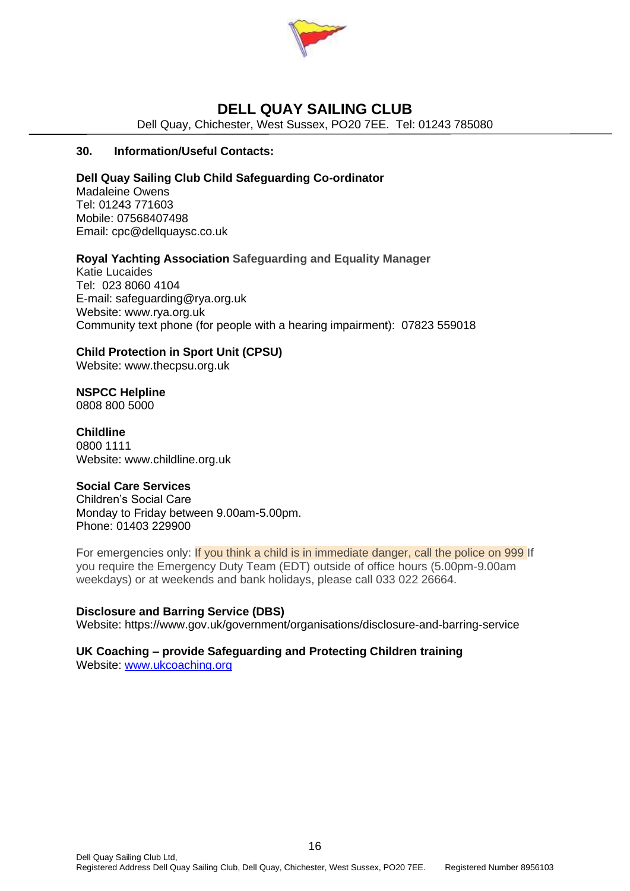# DELL QUAY SAILING CLUB

Dell Quay, Chichester, West Sussex, PO20 7EE. Tel: 01243 785080

## 30. Information/Useful Contacts:

**Dell Quay Sailing Club Child Safeguarding Co-ordinator**
Madaleine Owens
Tel: 01243 771603
Mobile: 07568407498
Email: cpc@dellquaysc.co.uk

**Royal Yachting Association Safeguarding and Equality Manager**
Katie Lucaides
Tel: 023 8060 4104
E-mail: safeguarding@rya.org.uk
Website: www.rya.org.uk
Community text phone (for people with a hearing impairment): 07823 559018

**Child Protection in Sport Unit (CPSU)**
Website: www.thecpsu.org.uk

**NSPCC Helpline**
0808 800 5000

**Childline**
0800 1111
Website: www.childline.org.uk

**Social Care Services**
Children's Social Care
Monday to Friday between 9.00am-5.00pm.
Phone: 01403 229900

For emergencies only: If you think a child is in immediate danger, call the police on 999 If you require the Emergency Duty Team (EDT) outside of office hours (5.00pm-9.00am weekdays) or at weekends and bank holidays, please call 033 022 26664.

**Disclosure and Barring Service (DBS)**
Website: https://www.gov.uk/government/organisations/disclosure-and-barring-service

**UK Coaching – provide Safeguarding and Protecting Children training**
Website: www.ukcoaching.org

Dell Quay Sailing Club Ltd,
Registered Address Dell Quay Sailing Club, Dell Quay, Chichester, West Sussex, PO20 7EE. Registered Number 8956103